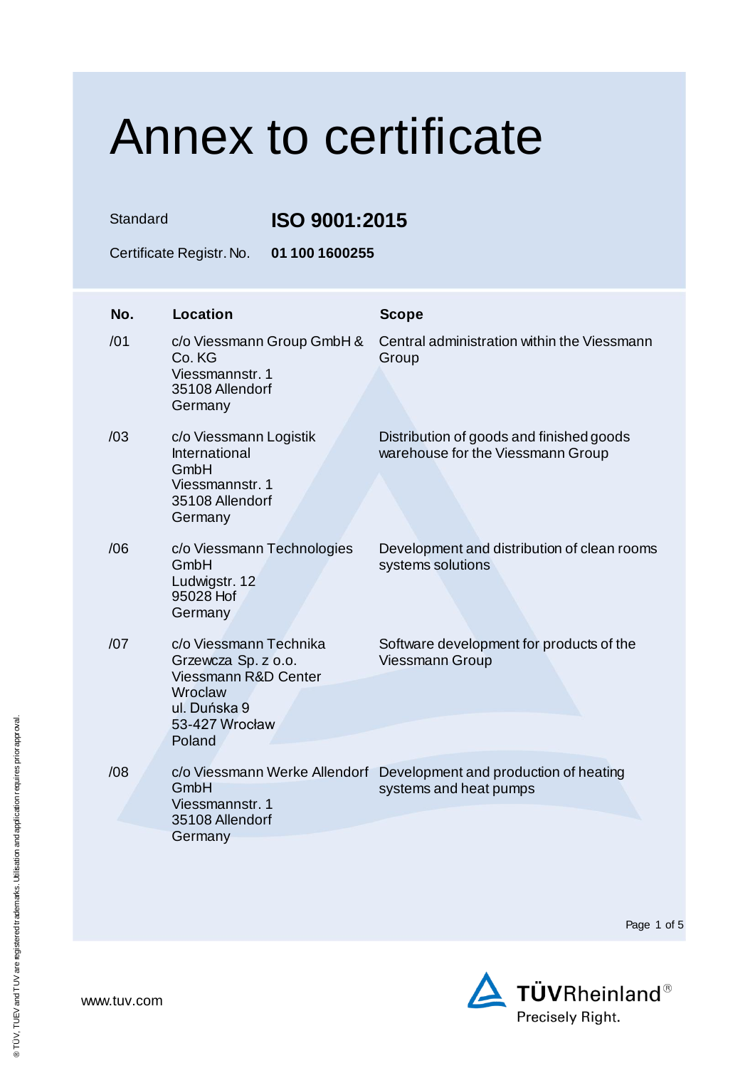# Annex to certificate

Standard **ISO 9001:2015**

Certificate Registr. No. **01 100 1600255**

| No. | Location | Scope |
|---|---|---|
| /01 | c/o Viessmann Group GmbH & Co. KG<br>Viessmannstr. 1<br>35108 Allendorf<br>Germany | Central administration within the Viessmann Group |
| /03 | c/o Viessmann Logistik International GmbH<br>Viessmannstr. 1<br>35108 Allendorf<br>Germany | Distribution of goods and finished goods warehouse for the Viessmann Group |
| /06 | c/o Viessmann Technologies GmbH<br>Ludwigstr. 12<br>95028 Hof<br>Germany | Development and distribution of clean rooms systems solutions |
| /07 | c/o Viessmann Technika Grzewcza Sp. z o.o.<br>Viessmann R&D Center Wroclaw<br>ul. Duńska 9<br>53-427 Wrocław<br>Poland | Software development for products of the Viessmann Group |
| /08 | c/o Viessmann Werke Allendorf GmbH<br>Viessmannstr. 1<br>35108 Allendorf<br>Germany | Development and production of heating systems and heat pumps |

www.tuv.com

TÜVRheinland®
Precisely Right.

® TÜV, TUEV and TUV are registered trademarks. Utilisation and application requires prior approval.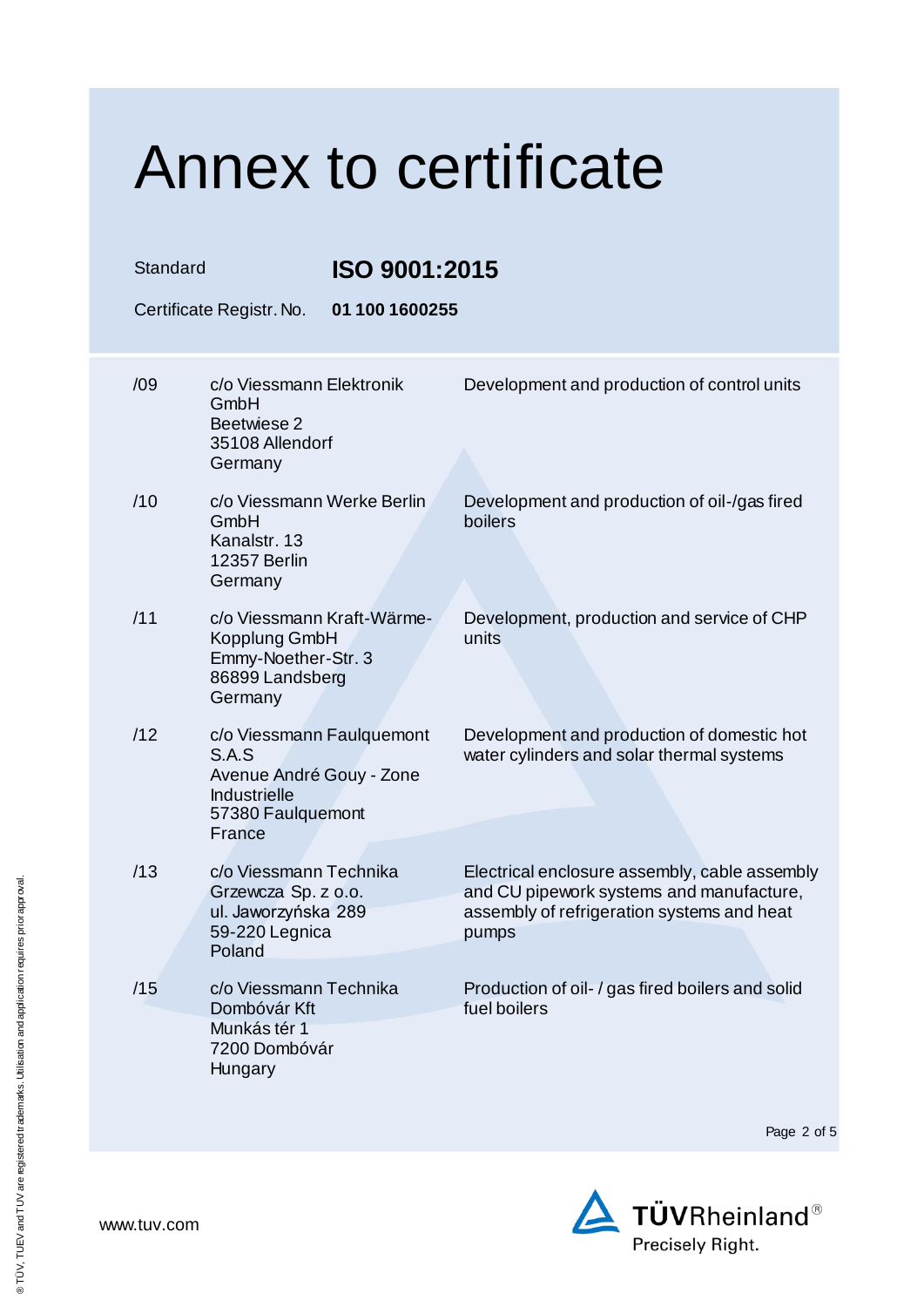# Annex to certificate

Standard **ISO 9001:2015**

Certificate Registr. No. **01 100 1600255**

| | | |
|---|---|---|
| /09 | c/o Viessmann Elektronik GmbH<br>Beetwiese 2<br>35108 Allendorf<br>Germany | Development and production of control units |
| /10 | c/o Viessmann Werke Berlin GmbH<br>Kanalstr. 13<br>12357 Berlin<br>Germany | Development and production of oil-/gas fired boilers |
| /11 | c/o Viessmann Kraft-Wärme-Kopplung GmbH<br>Emmy-Noether-Str. 3<br>86899 Landsberg<br>Germany | Development, production and service of CHP units |
| /12 | c/o Viessmann Faulquemont S.A.S<br>Avenue André Gouy - Zone Industrielle<br>57380 Faulquemont<br>France | Development and production of domestic hot water cylinders and solar thermal systems |
| /13 | c/o Viessmann Technika Grzewcza Sp. z o.o.<br>ul. Jaworzyńska 289<br>59-220 Legnica<br>Poland | Electrical enclosure assembly, cable assembly and CU pipework systems and manufacture, assembly of refrigeration systems and heat pumps |
| /15 | c/o Viessmann Technika Dombóvár Kft<br>Munkás tér 1<br>7200 Dombóvár<br>Hungary | Production of oil- / gas fired boilers and solid fuel boilers |

www.tuv.com

® TÜV, TUEV and TUV are registered trademarks. Utilisation and application requires prior approval.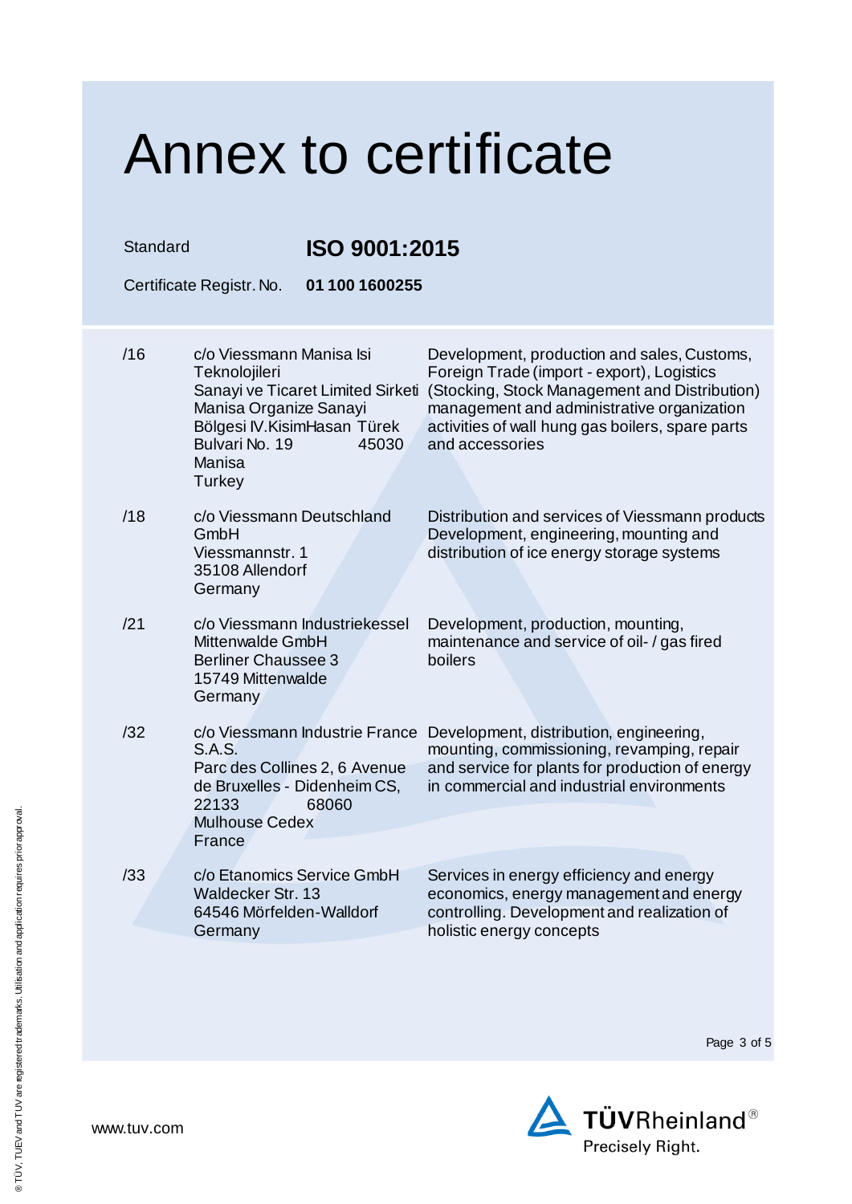# Annex to certificate

Standard **ISO 9001:2015**

Certificate Registr. No. **01 100 1600255**

| | | |
|---|---|---|
| /16 | c/o Viessmann Manisa Isi Teknolojileri Sanayi ve Ticaret Limited Sirketi Manisa Organize Sanayi Bölgesi IV.KisimHasan Türek Bulvari No. 19 45030 Manisa Turkey | Development, production and sales, Customs, Foreign Trade (import - export), Logistics (Stocking, Stock Management and Distribution) management and administrative organization activities of wall hung gas boilers, spare parts and accessories |
| /18 | c/o Viessmann Deutschland GmbH Viessmannstr. 1 35108 Allendorf Germany | Distribution and services of Viessmann products Development, engineering, mounting and distribution of ice energy storage systems |
| /21 | c/o Viessmann Industriekessel Mittenwalde GmbH Berliner Chaussee 3 15749 Mittenwalde Germany | Development, production, mounting, maintenance and service of oil- / gas fired boilers |
| /32 | c/o Viessmann Industrie France S.A.S. Parc des Collines 2, 6 Avenue de Bruxelles - Didenheim CS, 22133 68060 Mulhouse Cedex France | Development, distribution, engineering, mounting, commissioning, revamping, repair and service for plants for production of energy in commercial and industrial environments |
| /33 | c/o Etanomics Service GmbH Waldecker Str. 13 64546 Mörfelden-Walldorf Germany | Services in energy efficiency and energy economics, energy management and energy controlling. Development and realization of holistic energy concepts |

www.tuv.com

TÜVRheinland® Precisely Right.

® TÜV, TUEV and TUV are registered trademarks. Utilisation and application requires prior approval.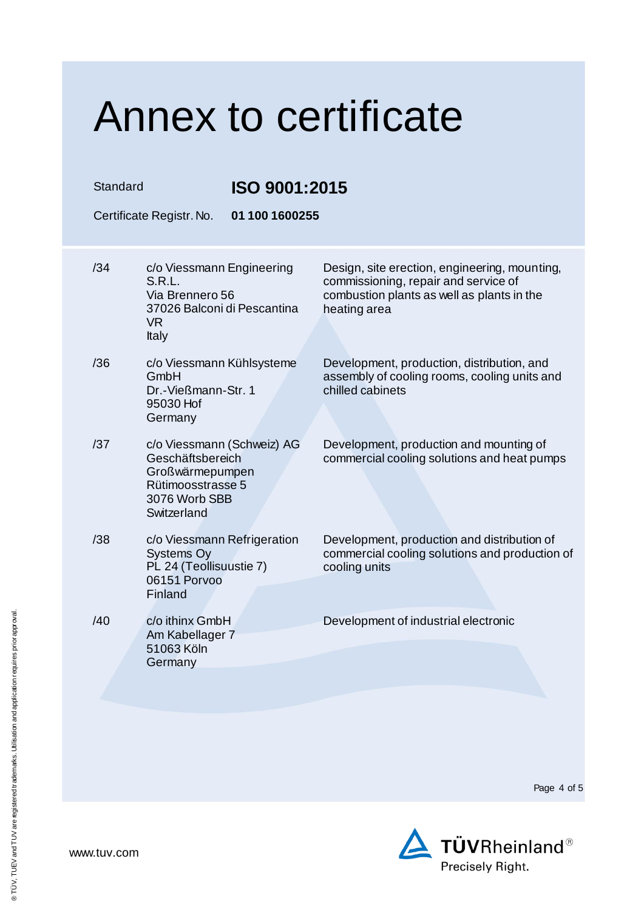# Annex to certificate

Standard **ISO 9001:2015**

Certificate Registr. No. **01 100 1600255**

| | | |
|---|---|---|
| /34 | c/o Viessmann Engineering S.R.L.<br>Via Brennero 56<br>37026 Balconi di Pescantina VR<br>Italy | Design, site erection, engineering, mounting, commissioning, repair and service of combustion plants as well as plants in the heating area |
| /36 | c/o Viessmann Kühlsysteme GmbH<br>Dr.-Vießmann-Str. 1<br>95030 Hof<br>Germany | Development, production, distribution, and assembly of cooling rooms, cooling units and chilled cabinets |
| /37 | c/o Viessmann (Schweiz) AG<br>Geschäftsbereich Großwärmepumpen<br>Rütimoosstrasse 5<br>3076 Worb SBB<br>Switzerland | Development, production and mounting of commercial cooling solutions and heat pumps |
| /38 | c/o Viessmann Refrigeration Systems Oy<br>PL 24 (Teollisuustie 7)<br>06151 Porvoo<br>Finland | Development, production and distribution of commercial cooling solutions and production of cooling units |
| /40 | c/o ithinx GmbH<br>Am Kabellager 7<br>51063 Köln<br>Germany | Development of industrial electronic |

www.tuv.com

TÜVRheinland® Precisely Right.

® TÜV, TUEV and TUV are registered trademarks. Utilisation and application requires prior approval.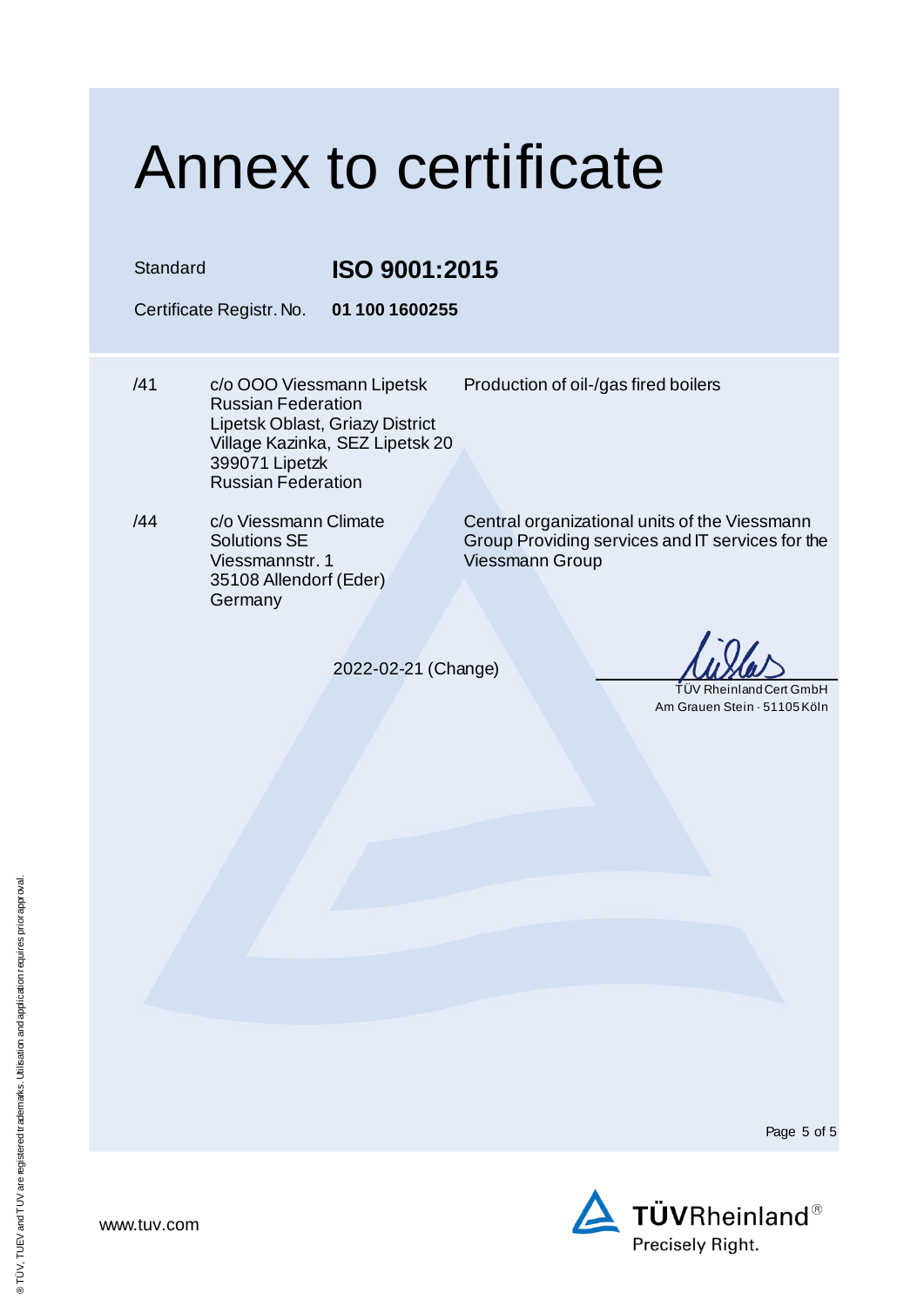# Annex to certificate

Standard **ISO 9001:2015**

Certificate Registr. No. **01 100 1600255**

| | | |
|---|---|---|
| /41 | c/o OOO Viessmann Lipetsk<br>Russian Federation<br>Lipetsk Oblast, Griazy District<br>Village Kazinka, SEZ Lipetsk 20<br>399071 Lipetzk<br>Russian Federation | Production of oil-/gas fired boilers |
| /44 | c/o Viessmann Climate Solutions SE<br>Viessmannstr. 1<br>35108 Allendorf (Eder)<br>Germany | Central organizational units of the Viessmann Group Providing services and IT services for the Viessmann Group |

2022-02-21 (Change)

TÜV Rheinland Cert GmbH
Am Grauen Stein · 51105 Köln

www.tuv.com

TÜVRheinland®
Precisely Right.

® TÜV, TUEV and TUV are registered trademarks. Utilisation and application requires prior approval.